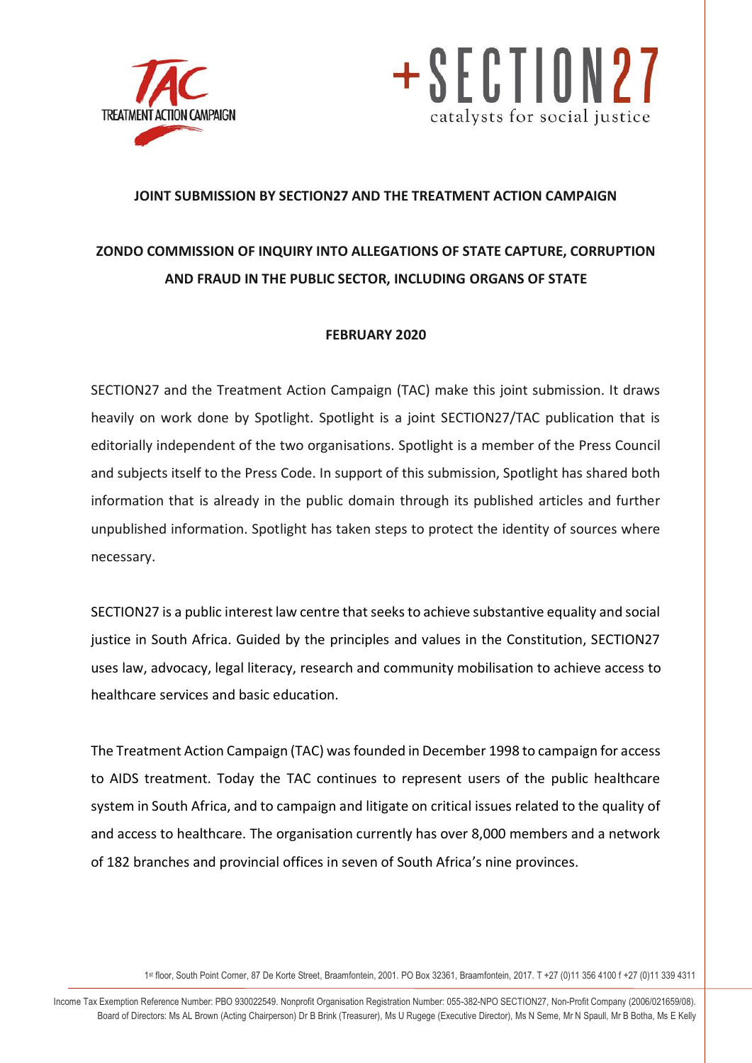**JOINT SUBMISSION BY SECTION27 AND THE TREATMENT ACTION CAMPAIGN**

**ZONDO COMMISSION OF INQUIRY INTO ALLEGATIONS OF STATE CAPTURE, CORRUPTION AND FRAUD IN THE PUBLIC SECTOR, INCLUDING ORGANS OF STATE**

**FEBRUARY 2020**

SECTION27 and the Treatment Action Campaign (TAC) make this joint submission. It draws heavily on work done by Spotlight. Spotlight is a joint SECTION27/TAC publication that is editorially independent of the two organisations. Spotlight is a member of the Press Council and subjects itself to the Press Code. In support of this submission, Spotlight has shared both information that is already in the public domain through its published articles and further unpublished information. Spotlight has taken steps to protect the identity of sources where necessary.

SECTION27 is a public interest law centre that seeks to achieve substantive equality and social justice in South Africa. Guided by the principles and values in the Constitution, SECTION27 uses law, advocacy, legal literacy, research and community mobilisation to achieve access to healthcare services and basic education.

The Treatment Action Campaign (TAC) was founded in December 1998 to campaign for access to AIDS treatment. Today the TAC continues to represent users of the public healthcare system in South Africa, and to campaign and litigate on critical issues related to the quality of and access to healthcare. The organisation currently has over 8,000 members and a network of 182 branches and provincial offices in seven of South Africa's nine provinces.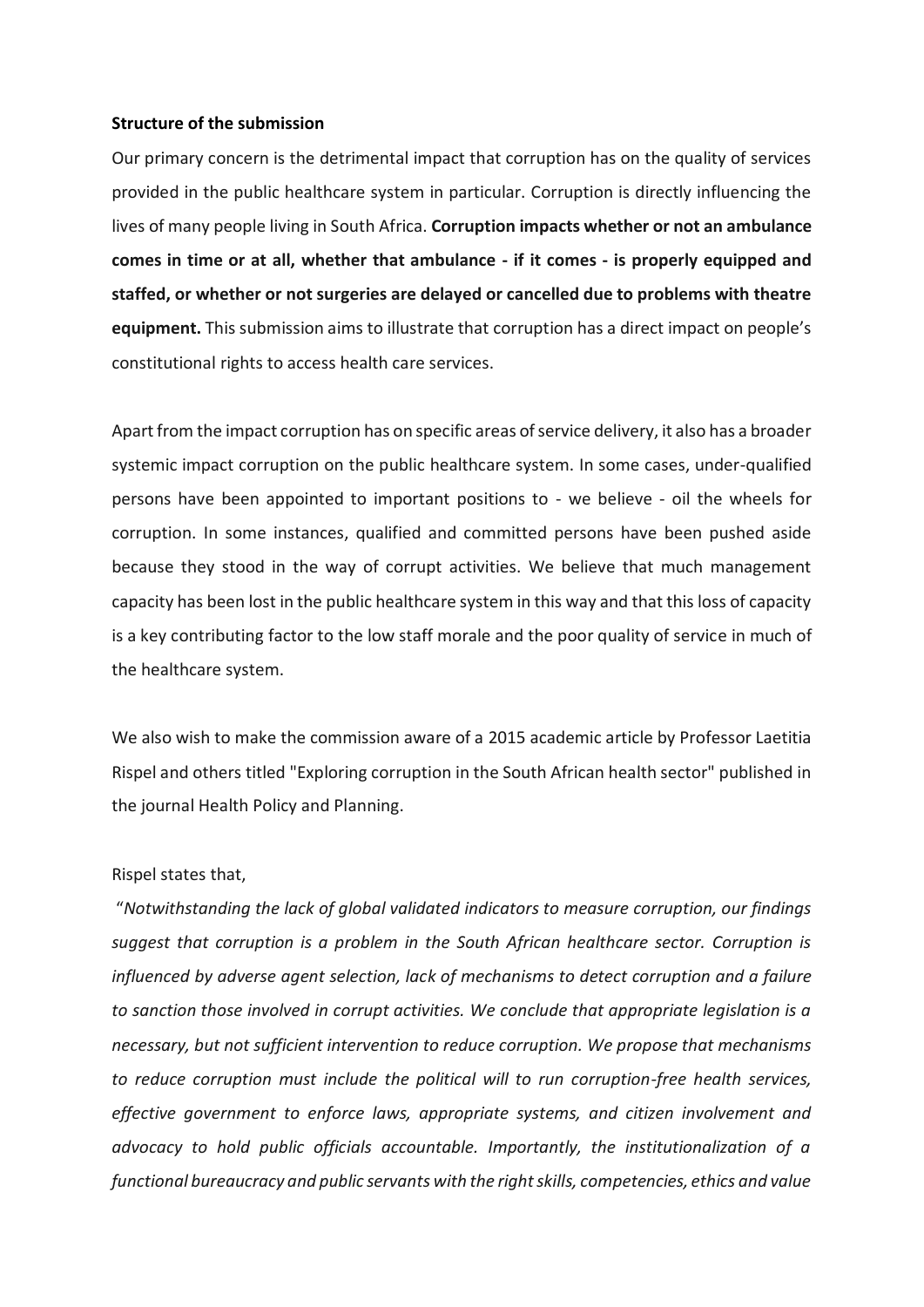**Structure of the submission**

Our primary concern is the detrimental impact that corruption has on the quality of services provided in the public healthcare system in particular. Corruption is directly influencing the lives of many people living in South Africa. **Corruption impacts whether or not an ambulance comes in time or at all, whether that ambulance - if it comes - is properly equipped and staffed, or whether or not surgeries are delayed or cancelled due to problems with theatre equipment.** This submission aims to illustrate that corruption has a direct impact on people's constitutional rights to access health care services.

Apart from the impact corruption has on specific areas of service delivery, it also has a broader systemic impact corruption on the public healthcare system. In some cases, under-qualified persons have been appointed to important positions to - we believe - oil the wheels for corruption. In some instances, qualified and committed persons have been pushed aside because they stood in the way of corrupt activities. We believe that much management capacity has been lost in the public healthcare system in this way and that this loss of capacity is a key contributing factor to the low staff morale and the poor quality of service in much of the healthcare system.

We also wish to make the commission aware of a 2015 academic article by Professor Laetitia Rispel and others titled "Exploring corruption in the South African health sector" published in the journal Health Policy and Planning.

Rispel states that,

"*Notwithstanding the lack of global validated indicators to measure corruption, our findings suggest that corruption is a problem in the South African healthcare sector. Corruption is influenced by adverse agent selection, lack of mechanisms to detect corruption and a failure to sanction those involved in corrupt activities. We conclude that appropriate legislation is a necessary, but not sufficient intervention to reduce corruption. We propose that mechanisms to reduce corruption must include the political will to run corruption-free health services, effective government to enforce laws, appropriate systems, and citizen involvement and advocacy to hold public officials accountable. Importantly, the institutionalization of a functional bureaucracy and public servants with the right skills, competencies, ethics and value*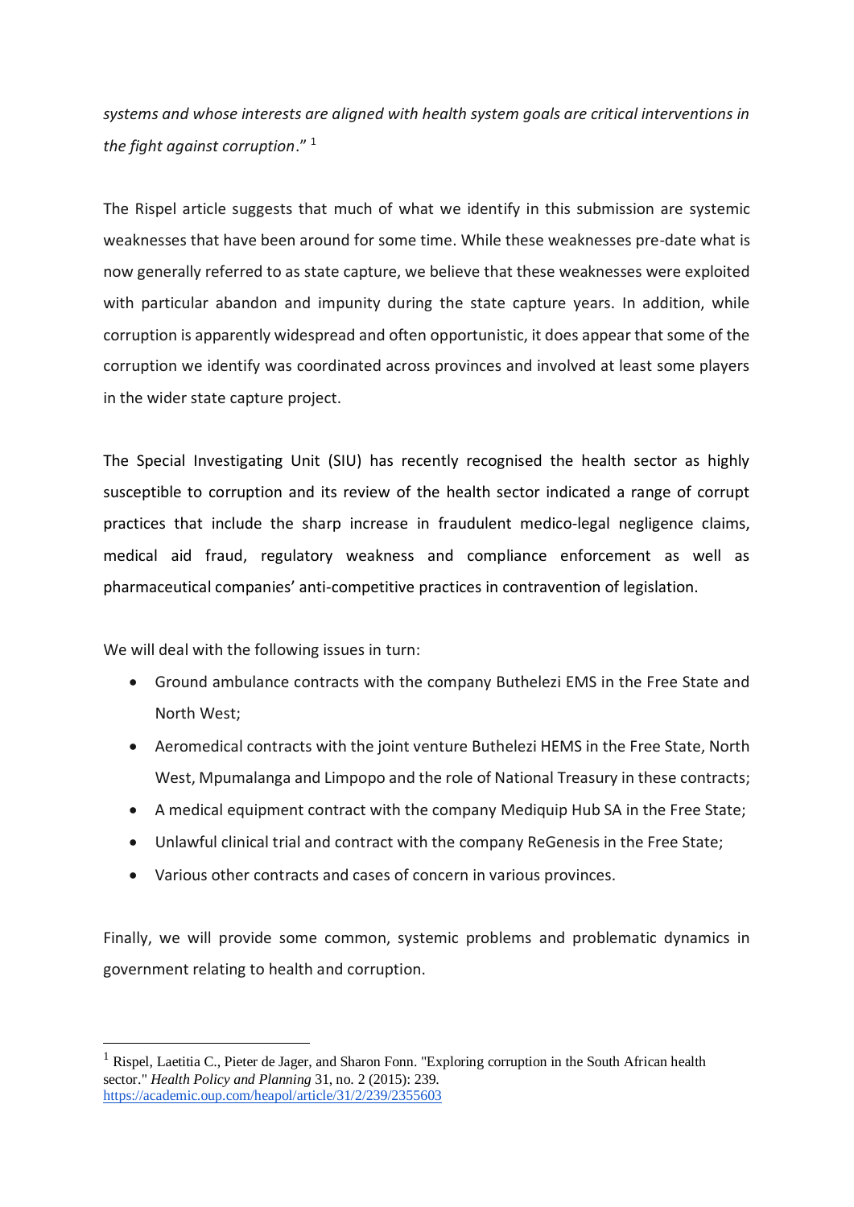*systems and whose interests are aligned with health system goals are critical interventions in the fight against corruption*." [1]

The Rispel article suggests that much of what we identify in this submission are systemic weaknesses that have been around for some time. While these weaknesses pre-date what is now generally referred to as state capture, we believe that these weaknesses were exploited with particular abandon and impunity during the state capture years. In addition, while corruption is apparently widespread and often opportunistic, it does appear that some of the corruption we identify was coordinated across provinces and involved at least some players in the wider state capture project.

The Special Investigating Unit (SIU) has recently recognised the health sector as highly susceptible to corruption and its review of the health sector indicated a range of corrupt practices that include the sharp increase in fraudulent medico-legal negligence claims, medical aid fraud, regulatory weakness and compliance enforcement as well as pharmaceutical companies' anti-competitive practices in contravention of legislation.

We will deal with the following issues in turn:

- Ground ambulance contracts with the company Buthelezi EMS in the Free State and North West;
- Aeromedical contracts with the joint venture Buthelezi HEMS in the Free State, North West, Mpumalanga and Limpopo and the role of National Treasury in these contracts;
- A medical equipment contract with the company Mediquip Hub SA in the Free State;
- Unlawful clinical trial and contract with the company ReGenesis in the Free State;
- Various other contracts and cases of concern in various provinces.

Finally, we will provide some common, systemic problems and problematic dynamics in government relating to health and corruption.

---

[1] Rispel, Laetitia C., Pieter de Jager, and Sharon Fonn. "Exploring corruption in the South African health sector." *Health Policy and Planning* 31, no. 2 (2015): 239. https://academic.oup.com/heapol/article/31/2/239/2355603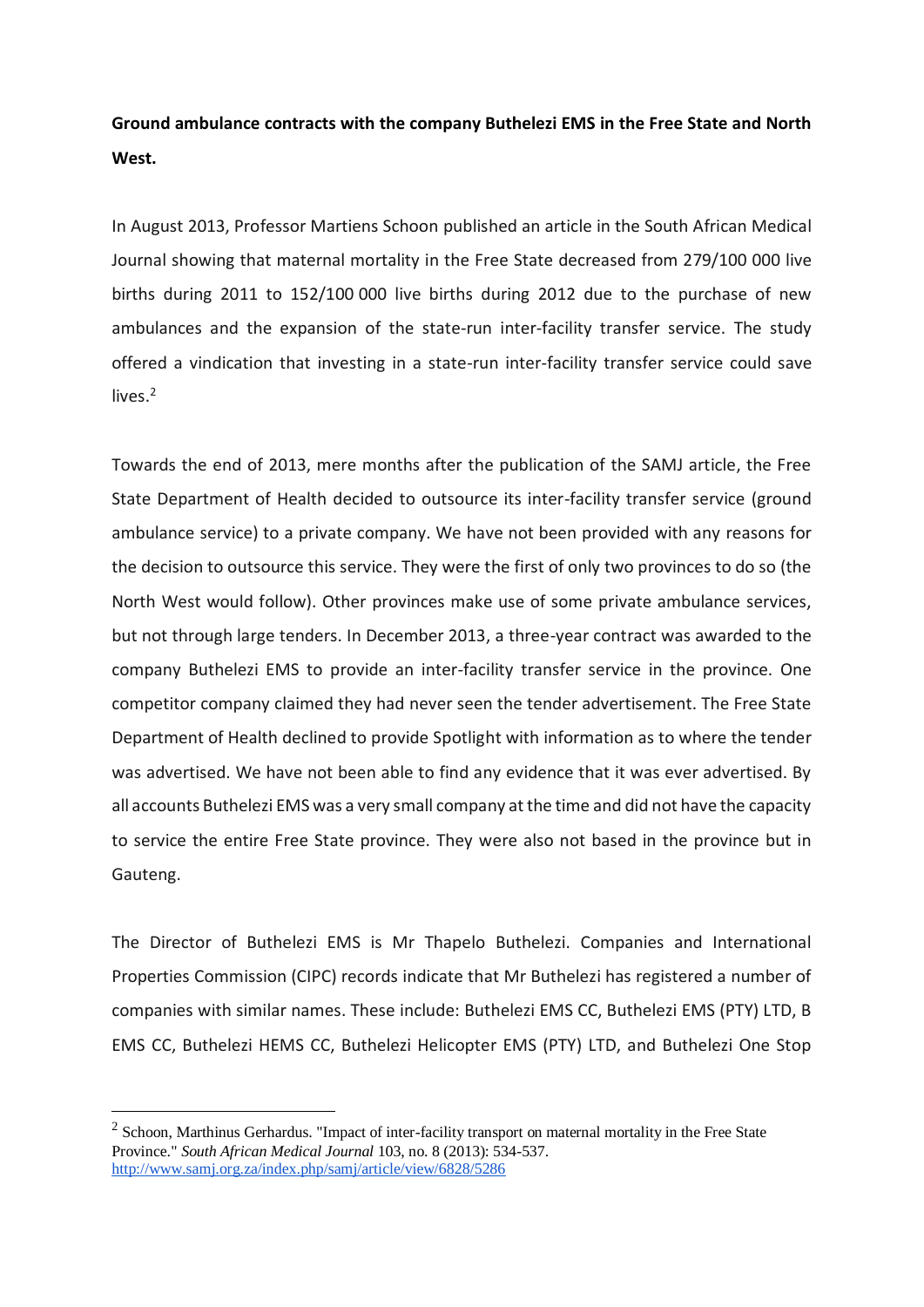**Ground ambulance contracts with the company Buthelezi EMS in the Free State and North West.**

In August 2013, Professor Martiens Schoon published an article in the South African Medical Journal showing that maternal mortality in the Free State decreased from 279/100 000 live births during 2011 to 152/100 000 live births during 2012 due to the purchase of new ambulances and the expansion of the state-run inter-facility transfer service. The study offered a vindication that investing in a state-run inter-facility transfer service could save lives.[2]

Towards the end of 2013, mere months after the publication of the SAMJ article, the Free State Department of Health decided to outsource its inter-facility transfer service (ground ambulance service) to a private company. We have not been provided with any reasons for the decision to outsource this service. They were the first of only two provinces to do so (the North West would follow). Other provinces make use of some private ambulance services, but not through large tenders. In December 2013, a three-year contract was awarded to the company Buthelezi EMS to provide an inter-facility transfer service in the province. One competitor company claimed they had never seen the tender advertisement. The Free State Department of Health declined to provide Spotlight with information as to where the tender was advertised. We have not been able to find any evidence that it was ever advertised. By all accounts Buthelezi EMS was a very small company at the time and did not have the capacity to service the entire Free State province. They were also not based in the province but in Gauteng.

The Director of Buthelezi EMS is Mr Thapelo Buthelezi. Companies and International Properties Commission (CIPC) records indicate that Mr Buthelezi has registered a number of companies with similar names. These include: Buthelezi EMS CC, Buthelezi EMS (PTY) LTD, B EMS CC, Buthelezi HEMS CC, Buthelezi Helicopter EMS (PTY) LTD, and Buthelezi One Stop

---

[2] Schoon, Marthinus Gerhardus. "Impact of inter-facility transport on maternal mortality in the Free State Province." *South African Medical Journal* 103, no. 8 (2013): 534-537. http://www.samj.org.za/index.php/samj/article/view/6828/5286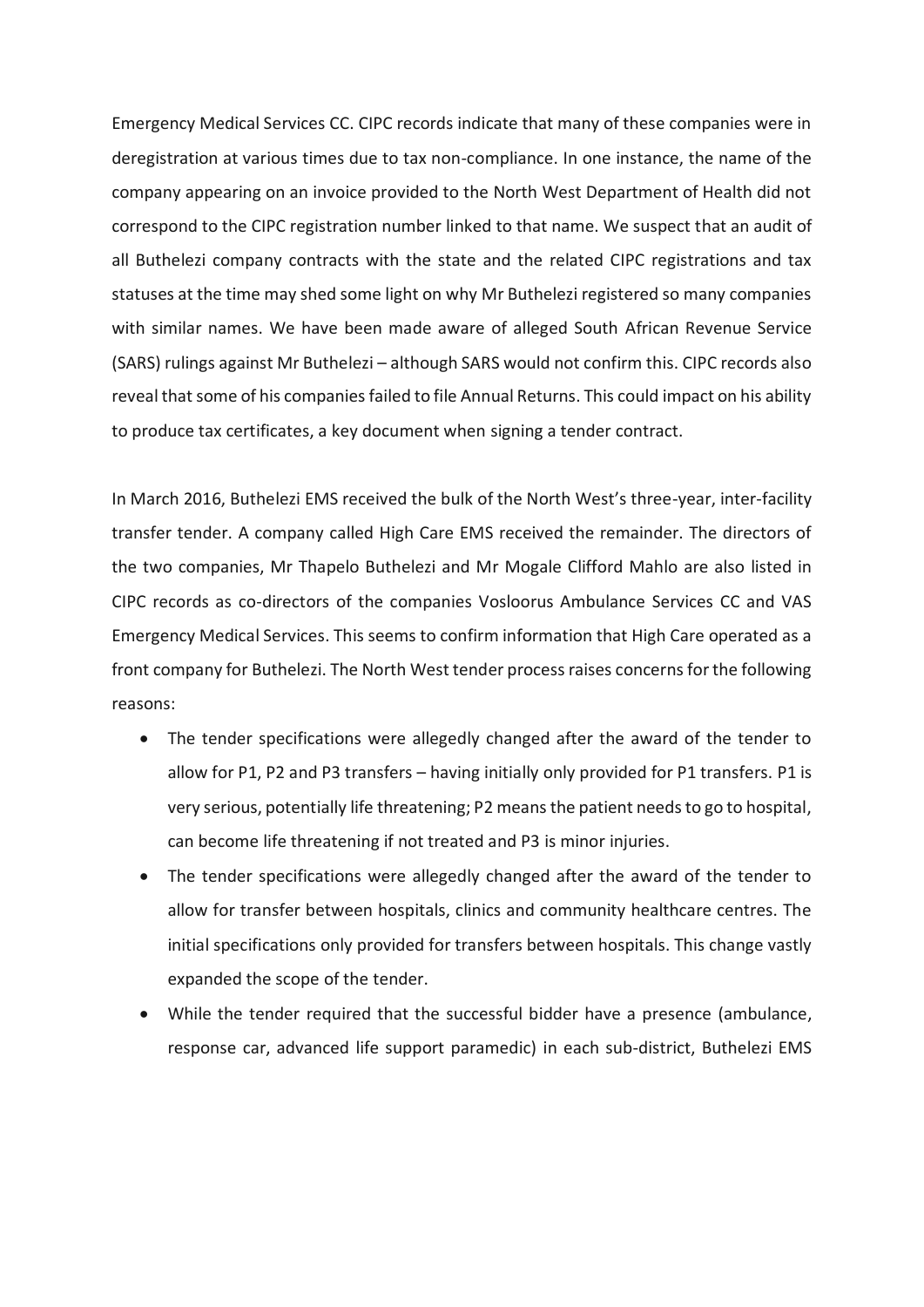Emergency Medical Services CC. CIPC records indicate that many of these companies were in deregistration at various times due to tax non-compliance. In one instance, the name of the company appearing on an invoice provided to the North West Department of Health did not correspond to the CIPC registration number linked to that name. We suspect that an audit of all Buthelezi company contracts with the state and the related CIPC registrations and tax statuses at the time may shed some light on why Mr Buthelezi registered so many companies with similar names. We have been made aware of alleged South African Revenue Service (SARS) rulings against Mr Buthelezi – although SARS would not confirm this. CIPC records also reveal that some of his companies failed to file Annual Returns. This could impact on his ability to produce tax certificates, a key document when signing a tender contract.

In March 2016, Buthelezi EMS received the bulk of the North West's three-year, inter-facility transfer tender. A company called High Care EMS received the remainder. The directors of the two companies, Mr Thapelo Buthelezi and Mr Mogale Clifford Mahlo are also listed in CIPC records as co-directors of the companies Vosloorus Ambulance Services CC and VAS Emergency Medical Services. This seems to confirm information that High Care operated as a front company for Buthelezi. The North West tender process raises concerns for the following reasons:

- The tender specifications were allegedly changed after the award of the tender to allow for P1, P2 and P3 transfers – having initially only provided for P1 transfers. P1 is very serious, potentially life threatening; P2 means the patient needs to go to hospital, can become life threatening if not treated and P3 is minor injuries.
- The tender specifications were allegedly changed after the award of the tender to allow for transfer between hospitals, clinics and community healthcare centres. The initial specifications only provided for transfers between hospitals. This change vastly expanded the scope of the tender.
- While the tender required that the successful bidder have a presence (ambulance, response car, advanced life support paramedic) in each sub-district, Buthelezi EMS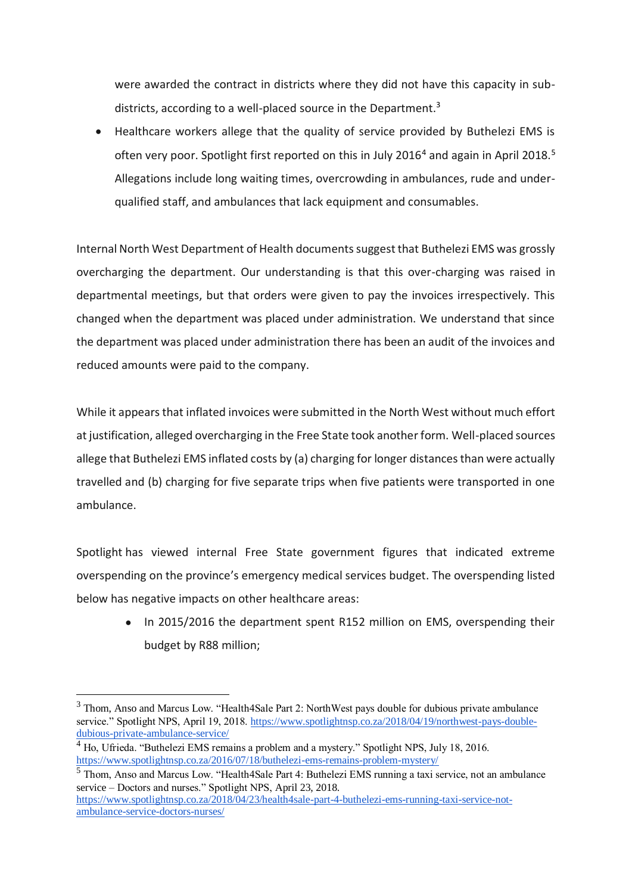were awarded the contract in districts where they did not have this capacity in sub-districts, according to a well-placed source in the Department.[3]

- Healthcare workers allege that the quality of service provided by Buthelezi EMS is often very poor. Spotlight first reported on this in July 2016[4] and again in April 2018.[5] Allegations include long waiting times, overcrowding in ambulances, rude and under-qualified staff, and ambulances that lack equipment and consumables.

Internal North West Department of Health documents suggest that Buthelezi EMS was grossly overcharging the department. Our understanding is that this over-charging was raised in departmental meetings, but that orders were given to pay the invoices irrespectively. This changed when the department was placed under administration. We understand that since the department was placed under administration there has been an audit of the invoices and reduced amounts were paid to the company.

While it appears that inflated invoices were submitted in the North West without much effort at justification, alleged overcharging in the Free State took another form. Well-placed sources allege that Buthelezi EMS inflated costs by (a) charging for longer distances than were actually travelled and (b) charging for five separate trips when five patients were transported in one ambulance.

Spotlight has viewed internal Free State government figures that indicated extreme overspending on the province's emergency medical services budget. The overspending listed below has negative impacts on other healthcare areas:

- In 2015/2016 the department spent R152 million on EMS, overspending their budget by R88 million;

---

[3] Thom, Anso and Marcus Low. "Health4Sale Part 2: NorthWest pays double for dubious private ambulance service." Spotlight NPS, April 19, 2018. https://www.spotlightnsp.co.za/2018/04/19/northwest-pays-double-dubious-private-ambulance-service/

[4] Ho, Ufrieda. "Buthelezi EMS remains a problem and a mystery." Spotlight NPS, July 18, 2016. https://www.spotlightnsp.co.za/2016/07/18/buthelezi-ems-remains-problem-mystery/

[5] Thom, Anso and Marcus Low. "Health4Sale Part 4: Buthelezi EMS running a taxi service, not an ambulance service – Doctors and nurses." Spotlight NPS, April 23, 2018. https://www.spotlightnsp.co.za/2018/04/23/health4sale-part-4-buthelezi-ems-running-taxi-service-not-ambulance-service-doctors-nurses/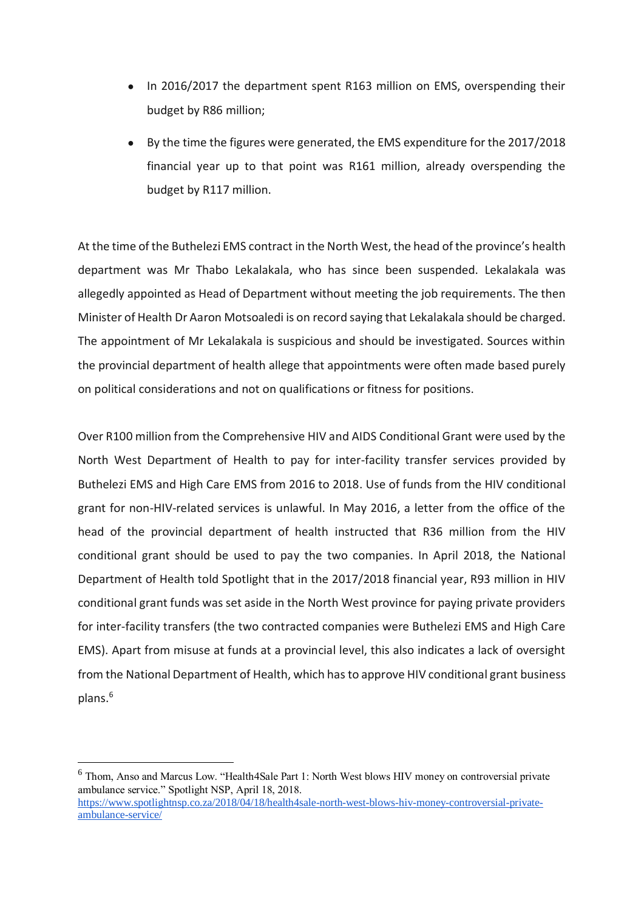- In 2016/2017 the department spent R163 million on EMS, overspending their budget by R86 million;
- By the time the figures were generated, the EMS expenditure for the 2017/2018 financial year up to that point was R161 million, already overspending the budget by R117 million.

At the time of the Buthelezi EMS contract in the North West, the head of the province's health department was Mr Thabo Lekalakala, who has since been suspended. Lekalakala was allegedly appointed as Head of Department without meeting the job requirements. The then Minister of Health Dr Aaron Motsoaledi is on record saying that Lekalakala should be charged. The appointment of Mr Lekalakala is suspicious and should be investigated. Sources within the provincial department of health allege that appointments were often made based purely on political considerations and not on qualifications or fitness for positions.

Over R100 million from the Comprehensive HIV and AIDS Conditional Grant were used by the North West Department of Health to pay for inter-facility transfer services provided by Buthelezi EMS and High Care EMS from 2016 to 2018. Use of funds from the HIV conditional grant for non-HIV-related services is unlawful. In May 2016, a letter from the office of the head of the provincial department of health instructed that R36 million from the HIV conditional grant should be used to pay the two companies. In April 2018, the National Department of Health told Spotlight that in the 2017/2018 financial year, R93 million in HIV conditional grant funds was set aside in the North West province for paying private providers for inter-facility transfers (the two contracted companies were Buthelezi EMS and High Care EMS). Apart from misuse at funds at a provincial level, this also indicates a lack of oversight from the National Department of Health, which has to approve HIV conditional grant business plans.[6]

---

[6] Thom, Anso and Marcus Low. "Health4Sale Part 1: North West blows HIV money on controversial private ambulance service." Spotlight NSP, April 18, 2018. https://www.spotlightnsp.co.za/2018/04/18/health4sale-north-west-blows-hiv-money-controversial-private-ambulance-service/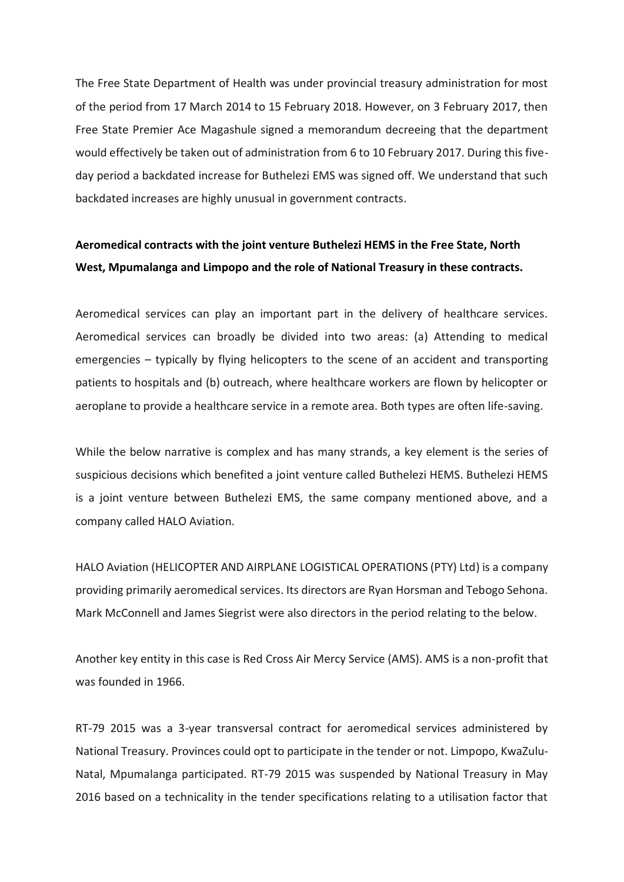The Free State Department of Health was under provincial treasury administration for most of the period from 17 March 2014 to 15 February 2018. However, on 3 February 2017, then Free State Premier Ace Magashule signed a memorandum decreeing that the department would effectively be taken out of administration from 6 to 10 February 2017. During this five-day period a backdated increase for Buthelezi EMS was signed off. We understand that such backdated increases are highly unusual in government contracts.

**Aeromedical contracts with the joint venture Buthelezi HEMS in the Free State, North West, Mpumalanga and Limpopo and the role of National Treasury in these contracts.**

Aeromedical services can play an important part in the delivery of healthcare services. Aeromedical services can broadly be divided into two areas: (a) Attending to medical emergencies – typically by flying helicopters to the scene of an accident and transporting patients to hospitals and (b) outreach, where healthcare workers are flown by helicopter or aeroplane to provide a healthcare service in a remote area. Both types are often life-saving.

While the below narrative is complex and has many strands, a key element is the series of suspicious decisions which benefited a joint venture called Buthelezi HEMS. Buthelezi HEMS is a joint venture between Buthelezi EMS, the same company mentioned above, and a company called HALO Aviation.

HALO Aviation (HELICOPTER AND AIRPLANE LOGISTICAL OPERATIONS (PTY) Ltd) is a company providing primarily aeromedical services. Its directors are Ryan Horsman and Tebogo Sehona. Mark McConnell and James Siegrist were also directors in the period relating to the below.

Another key entity in this case is Red Cross Air Mercy Service (AMS). AMS is a non-profit that was founded in 1966.

RT-79 2015 was a 3-year transversal contract for aeromedical services administered by National Treasury. Provinces could opt to participate in the tender or not. Limpopo, KwaZulu-Natal, Mpumalanga participated. RT-79 2015 was suspended by National Treasury in May 2016 based on a technicality in the tender specifications relating to a utilisation factor that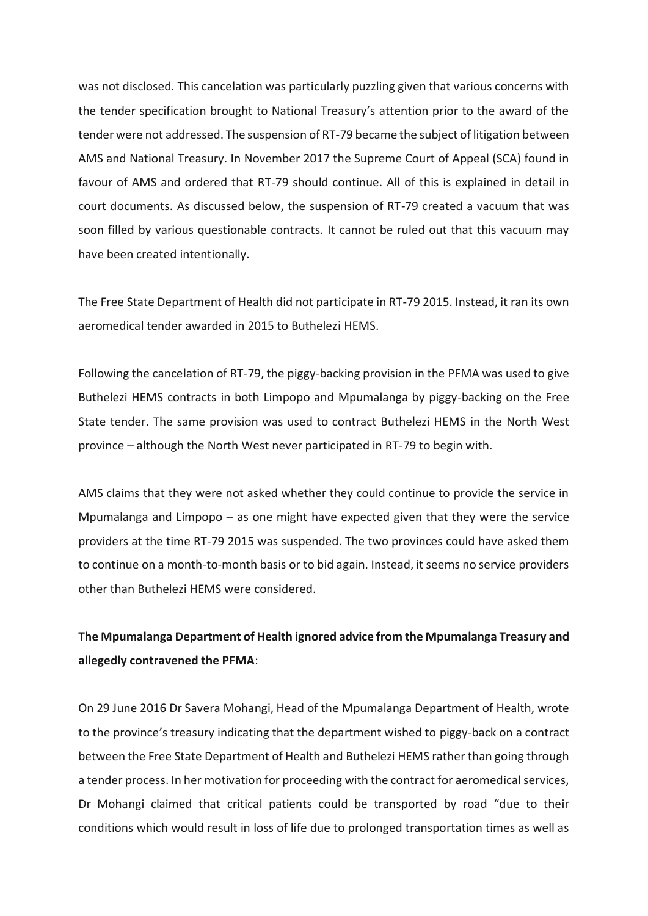was not disclosed. This cancelation was particularly puzzling given that various concerns with the tender specification brought to National Treasury's attention prior to the award of the tender were not addressed. The suspension of RT-79 became the subject of litigation between AMS and National Treasury. In November 2017 the Supreme Court of Appeal (SCA) found in favour of AMS and ordered that RT-79 should continue. All of this is explained in detail in court documents. As discussed below, the suspension of RT-79 created a vacuum that was soon filled by various questionable contracts. It cannot be ruled out that this vacuum may have been created intentionally.

The Free State Department of Health did not participate in RT-79 2015. Instead, it ran its own aeromedical tender awarded in 2015 to Buthelezi HEMS.

Following the cancelation of RT-79, the piggy-backing provision in the PFMA was used to give Buthelezi HEMS contracts in both Limpopo and Mpumalanga by piggy-backing on the Free State tender. The same provision was used to contract Buthelezi HEMS in the North West province – although the North West never participated in RT-79 to begin with.

AMS claims that they were not asked whether they could continue to provide the service in Mpumalanga and Limpopo – as one might have expected given that they were the service providers at the time RT-79 2015 was suspended. The two provinces could have asked them to continue on a month-to-month basis or to bid again. Instead, it seems no service providers other than Buthelezi HEMS were considered.

**The Mpumalanga Department of Health ignored advice from the Mpumalanga Treasury and allegedly contravened the PFMA**:

On 29 June 2016 Dr Savera Mohangi, Head of the Mpumalanga Department of Health, wrote to the province's treasury indicating that the department wished to piggy-back on a contract between the Free State Department of Health and Buthelezi HEMS rather than going through a tender process. In her motivation for proceeding with the contract for aeromedical services, Dr Mohangi claimed that critical patients could be transported by road "due to their conditions which would result in loss of life due to prolonged transportation times as well as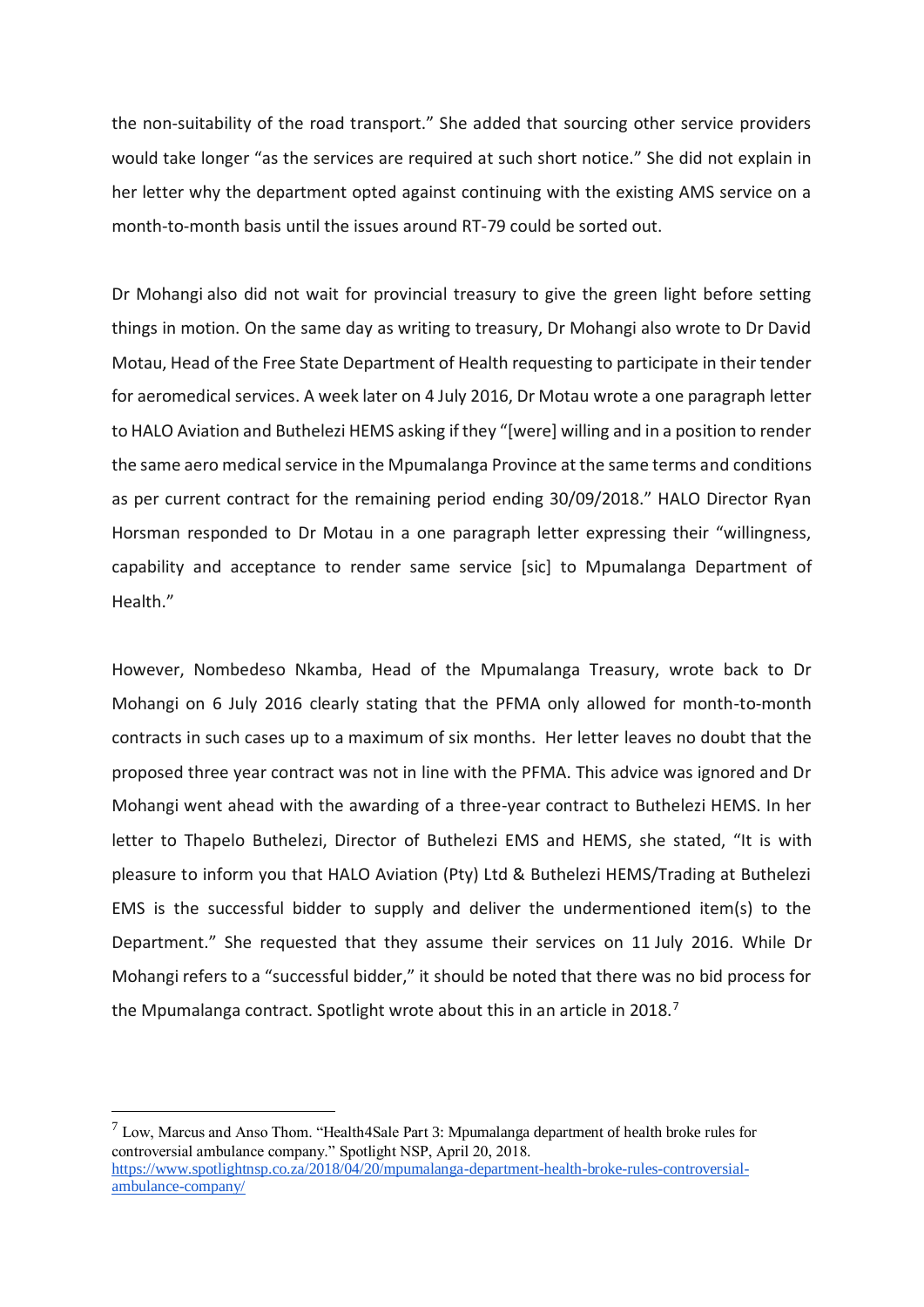the non-suitability of the road transport." She added that sourcing other service providers would take longer "as the services are required at such short notice." She did not explain in her letter why the department opted against continuing with the existing AMS service on a month-to-month basis until the issues around RT-79 could be sorted out.

Dr Mohangi also did not wait for provincial treasury to give the green light before setting things in motion. On the same day as writing to treasury, Dr Mohangi also wrote to Dr David Motau, Head of the Free State Department of Health requesting to participate in their tender for aeromedical services. A week later on 4 July 2016, Dr Motau wrote a one paragraph letter to HALO Aviation and Buthelezi HEMS asking if they "[were] willing and in a position to render the same aero medical service in the Mpumalanga Province at the same terms and conditions as per current contract for the remaining period ending 30/09/2018." HALO Director Ryan Horsman responded to Dr Motau in a one paragraph letter expressing their "willingness, capability and acceptance to render same service [sic] to Mpumalanga Department of Health."

However, Nombedeso Nkamba, Head of the Mpumalanga Treasury, wrote back to Dr Mohangi on 6 July 2016 clearly stating that the PFMA only allowed for month-to-month contracts in such cases up to a maximum of six months. Her letter leaves no doubt that the proposed three year contract was not in line with the PFMA. This advice was ignored and Dr Mohangi went ahead with the awarding of a three-year contract to Buthelezi HEMS. In her letter to Thapelo Buthelezi, Director of Buthelezi EMS and HEMS, she stated, "It is with pleasure to inform you that HALO Aviation (Pty) Ltd & Buthelezi HEMS/Trading at Buthelezi EMS is the successful bidder to supply and deliver the undermentioned item(s) to the Department." She requested that they assume their services on 11 July 2016. While Dr Mohangi refers to a "successful bidder," it should be noted that there was no bid process for the Mpumalanga contract. Spotlight wrote about this in an article in 2018.[7]

---

[7] Low, Marcus and Anso Thom. "Health4Sale Part 3: Mpumalanga department of health broke rules for controversial ambulance company." Spotlight NSP, April 20, 2018. https://www.spotlightnsp.co.za/2018/04/20/mpumalanga-department-health-broke-rules-controversial-ambulance-company/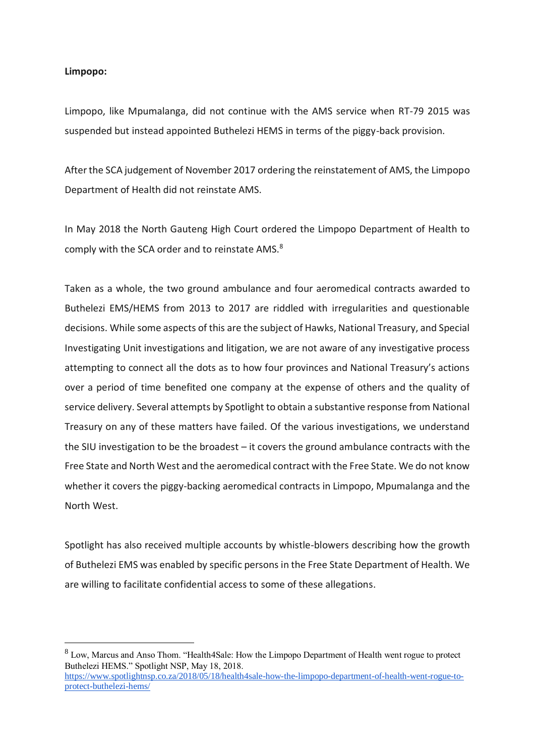**Limpopo:**

Limpopo, like Mpumalanga, did not continue with the AMS service when RT-79 2015 was suspended but instead appointed Buthelezi HEMS in terms of the piggy-back provision.

After the SCA judgement of November 2017 ordering the reinstatement of AMS, the Limpopo Department of Health did not reinstate AMS.

In May 2018 the North Gauteng High Court ordered the Limpopo Department of Health to comply with the SCA order and to reinstate AMS.[8]

Taken as a whole, the two ground ambulance and four aeromedical contracts awarded to Buthelezi EMS/HEMS from 2013 to 2017 are riddled with irregularities and questionable decisions. While some aspects of this are the subject of Hawks, National Treasury, and Special Investigating Unit investigations and litigation, we are not aware of any investigative process attempting to connect all the dots as to how four provinces and National Treasury's actions over a period of time benefited one company at the expense of others and the quality of service delivery. Several attempts by Spotlight to obtain a substantive response from National Treasury on any of these matters have failed. Of the various investigations, we understand the SIU investigation to be the broadest – it covers the ground ambulance contracts with the Free State and North West and the aeromedical contract with the Free State. We do not know whether it covers the piggy-backing aeromedical contracts in Limpopo, Mpumalanga and the North West.

Spotlight has also received multiple accounts by whistle-blowers describing how the growth of Buthelezi EMS was enabled by specific persons in the Free State Department of Health. We are willing to facilitate confidential access to some of these allegations.

---

[8] Low, Marcus and Anso Thom. "Health4Sale: How the Limpopo Department of Health went rogue to protect Buthelezi HEMS." Spotlight NSP, May 18, 2018. https://www.spotlightnsp.co.za/2018/05/18/health4sale-how-the-limpopo-department-of-health-went-rogue-to-protect-buthelezi-hems/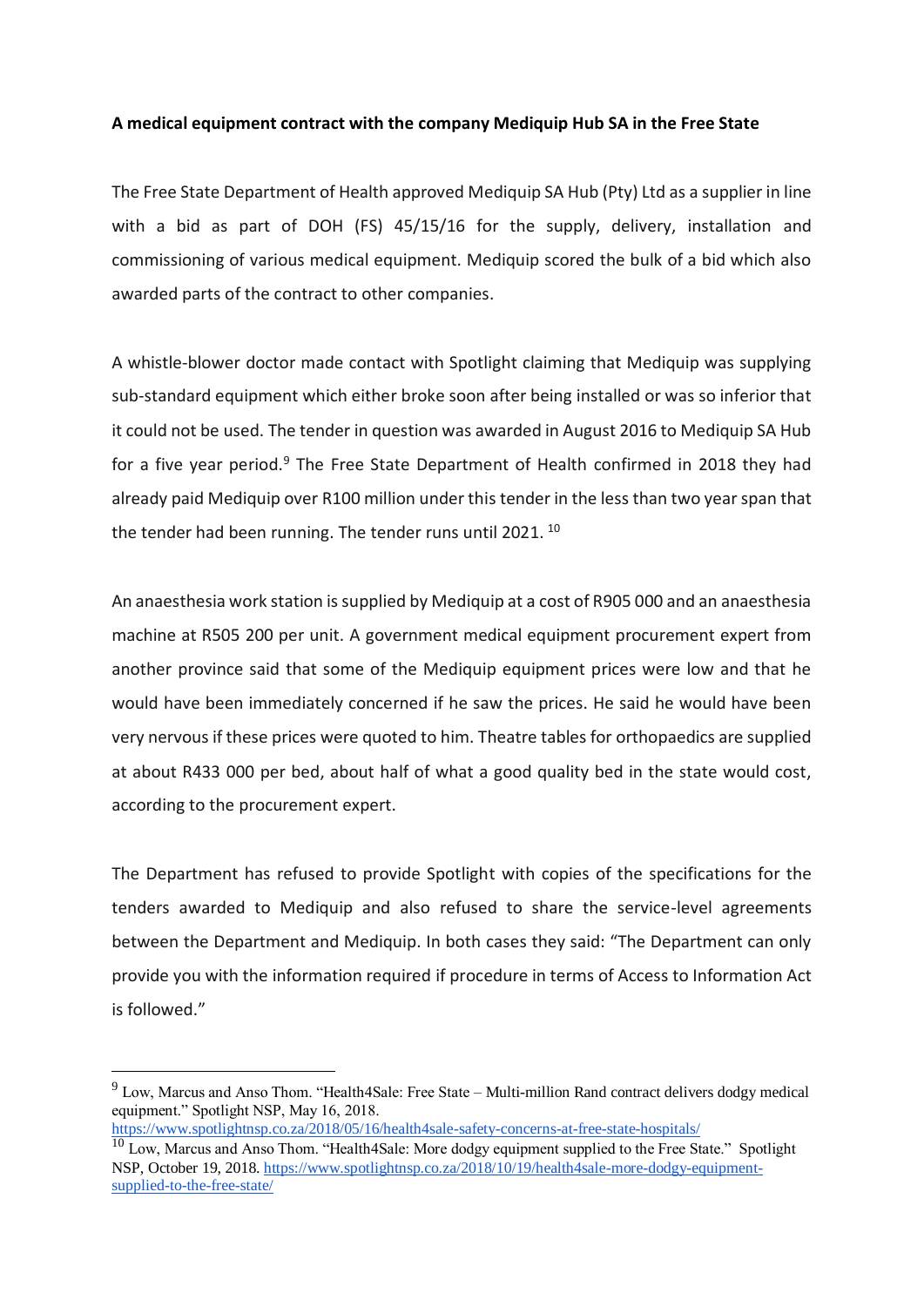**A medical equipment contract with the company Mediquip Hub SA in the Free State**

The Free State Department of Health approved Mediquip SA Hub (Pty) Ltd as a supplier in line with a bid as part of DOH (FS) 45/15/16 for the supply, delivery, installation and commissioning of various medical equipment. Mediquip scored the bulk of a bid which also awarded parts of the contract to other companies.

A whistle-blower doctor made contact with Spotlight claiming that Mediquip was supplying sub-standard equipment which either broke soon after being installed or was so inferior that it could not be used. The tender in question was awarded in August 2016 to Mediquip SA Hub for a five year period.[9] The Free State Department of Health confirmed in 2018 they had already paid Mediquip over R100 million under this tender in the less than two year span that the tender had been running. The tender runs until 2021.[10]

An anaesthesia work station is supplied by Mediquip at a cost of R905 000 and an anaesthesia machine at R505 200 per unit. A government medical equipment procurement expert from another province said that some of the Mediquip equipment prices were low and that he would have been immediately concerned if he saw the prices. He said he would have been very nervous if these prices were quoted to him. Theatre tables for orthopaedics are supplied at about R433 000 per bed, about half of what a good quality bed in the state would cost, according to the procurement expert.

The Department has refused to provide Spotlight with copies of the specifications for the tenders awarded to Mediquip and also refused to share the service-level agreements between the Department and Mediquip. In both cases they said: "The Department can only provide you with the information required if procedure in terms of Access to Information Act is followed."

---

[9] Low, Marcus and Anso Thom. "Health4Sale: Free State – Multi-million Rand contract delivers dodgy medical equipment." Spotlight NSP, May 16, 2018. https://www.spotlightnsp.co.za/2018/05/16/health4sale-safety-concerns-at-free-state-hospitals/

[10] Low, Marcus and Anso Thom. "Health4Sale: More dodgy equipment supplied to the Free State." Spotlight NSP, October 19, 2018. https://www.spotlightnsp.co.za/2018/10/19/health4sale-more-dodgy-equipment-supplied-to-the-free-state/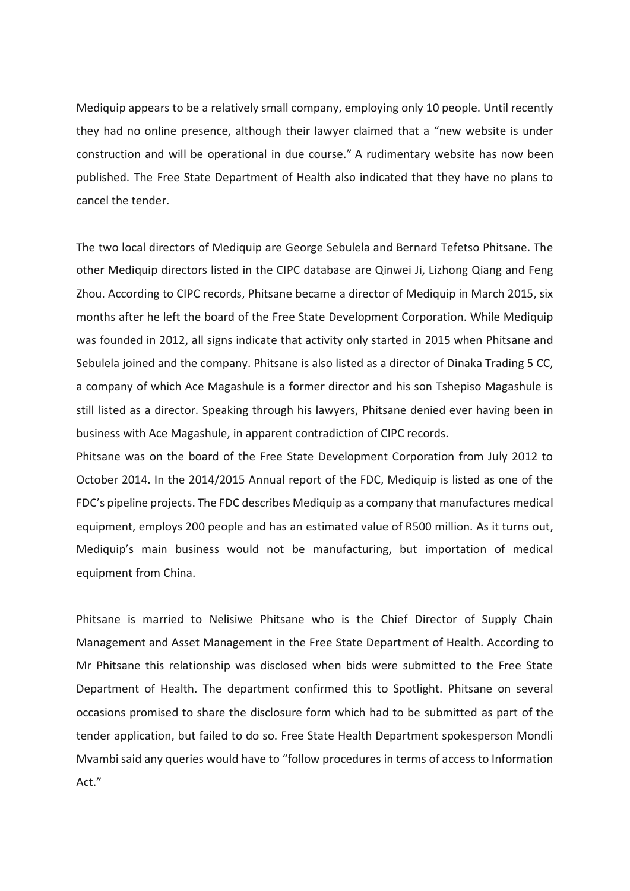Mediquip appears to be a relatively small company, employing only 10 people. Until recently they had no online presence, although their lawyer claimed that a "new website is under construction and will be operational in due course." A rudimentary website has now been published. The Free State Department of Health also indicated that they have no plans to cancel the tender.

The two local directors of Mediquip are George Sebulela and Bernard Tefetso Phitsane. The other Mediquip directors listed in the CIPC database are Qinwei Ji, Lizhong Qiang and Feng Zhou. According to CIPC records, Phitsane became a director of Mediquip in March 2015, six months after he left the board of the Free State Development Corporation. While Mediquip was founded in 2012, all signs indicate that activity only started in 2015 when Phitsane and Sebulela joined and the company. Phitsane is also listed as a director of Dinaka Trading 5 CC, a company of which Ace Magashule is a former director and his son Tshepiso Magashule is still listed as a director. Speaking through his lawyers, Phitsane denied ever having been in business with Ace Magashule, in apparent contradiction of CIPC records.

Phitsane was on the board of the Free State Development Corporation from July 2012 to October 2014. In the 2014/2015 Annual report of the FDC, Mediquip is listed as one of the FDC's pipeline projects. The FDC describes Mediquip as a company that manufactures medical equipment, employs 200 people and has an estimated value of R500 million. As it turns out, Mediquip's main business would not be manufacturing, but importation of medical equipment from China.

Phitsane is married to Nelisiwe Phitsane who is the Chief Director of Supply Chain Management and Asset Management in the Free State Department of Health. According to Mr Phitsane this relationship was disclosed when bids were submitted to the Free State Department of Health. The department confirmed this to Spotlight. Phitsane on several occasions promised to share the disclosure form which had to be submitted as part of the tender application, but failed to do so. Free State Health Department spokesperson Mondli Mvambi said any queries would have to "follow procedures in terms of access to Information Act."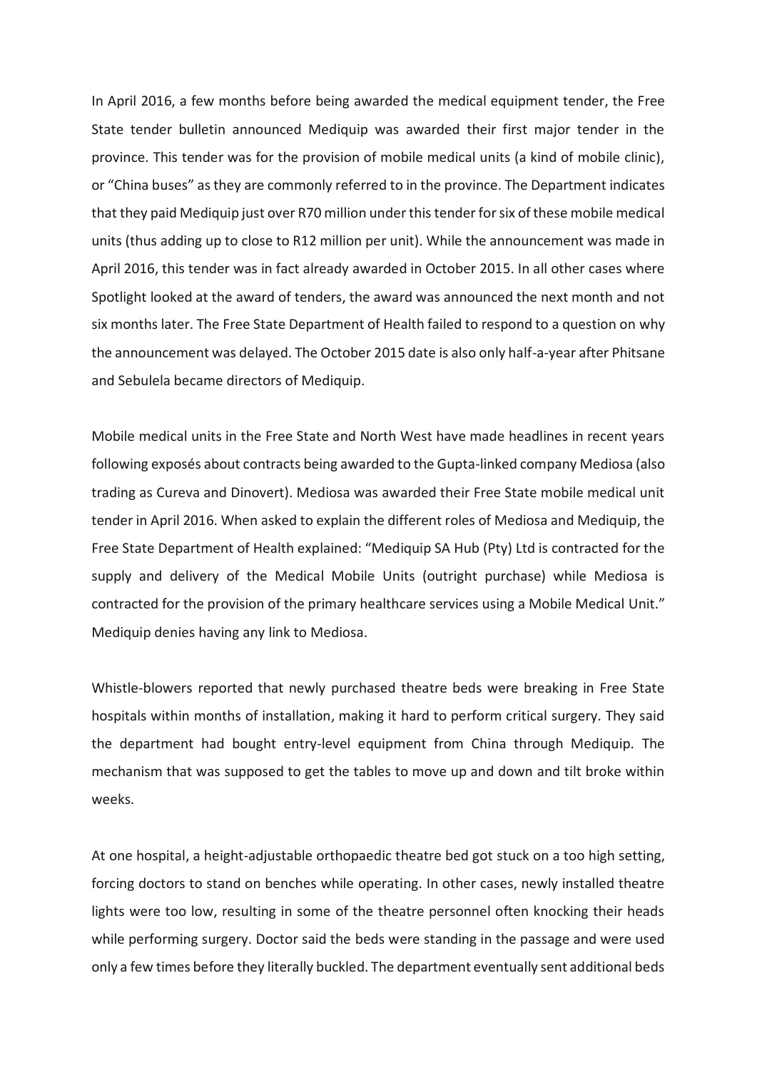In April 2016, a few months before being awarded the medical equipment tender, the Free State tender bulletin announced Mediquip was awarded their first major tender in the province. This tender was for the provision of mobile medical units (a kind of mobile clinic), or "China buses" as they are commonly referred to in the province. The Department indicates that they paid Mediquip just over R70 million under this tender for six of these mobile medical units (thus adding up to close to R12 million per unit). While the announcement was made in April 2016, this tender was in fact already awarded in October 2015. In all other cases where Spotlight looked at the award of tenders, the award was announced the next month and not six months later. The Free State Department of Health failed to respond to a question on why the announcement was delayed. The October 2015 date is also only half-a-year after Phitsane and Sebulela became directors of Mediquip.

Mobile medical units in the Free State and North West have made headlines in recent years following exposés about contracts being awarded to the Gupta-linked company Mediosa (also trading as Cureva and Dinovert). Mediosa was awarded their Free State mobile medical unit tender in April 2016. When asked to explain the different roles of Mediosa and Mediquip, the Free State Department of Health explained: "Mediquip SA Hub (Pty) Ltd is contracted for the supply and delivery of the Medical Mobile Units (outright purchase) while Mediosa is contracted for the provision of the primary healthcare services using a Mobile Medical Unit." Mediquip denies having any link to Mediosa.

Whistle-blowers reported that newly purchased theatre beds were breaking in Free State hospitals within months of installation, making it hard to perform critical surgery. They said the department had bought entry-level equipment from China through Mediquip. The mechanism that was supposed to get the tables to move up and down and tilt broke within weeks.

At one hospital, a height-adjustable orthopaedic theatre bed got stuck on a too high setting, forcing doctors to stand on benches while operating. In other cases, newly installed theatre lights were too low, resulting in some of the theatre personnel often knocking their heads while performing surgery. Doctor said the beds were standing in the passage and were used only a few times before they literally buckled. The department eventually sent additional beds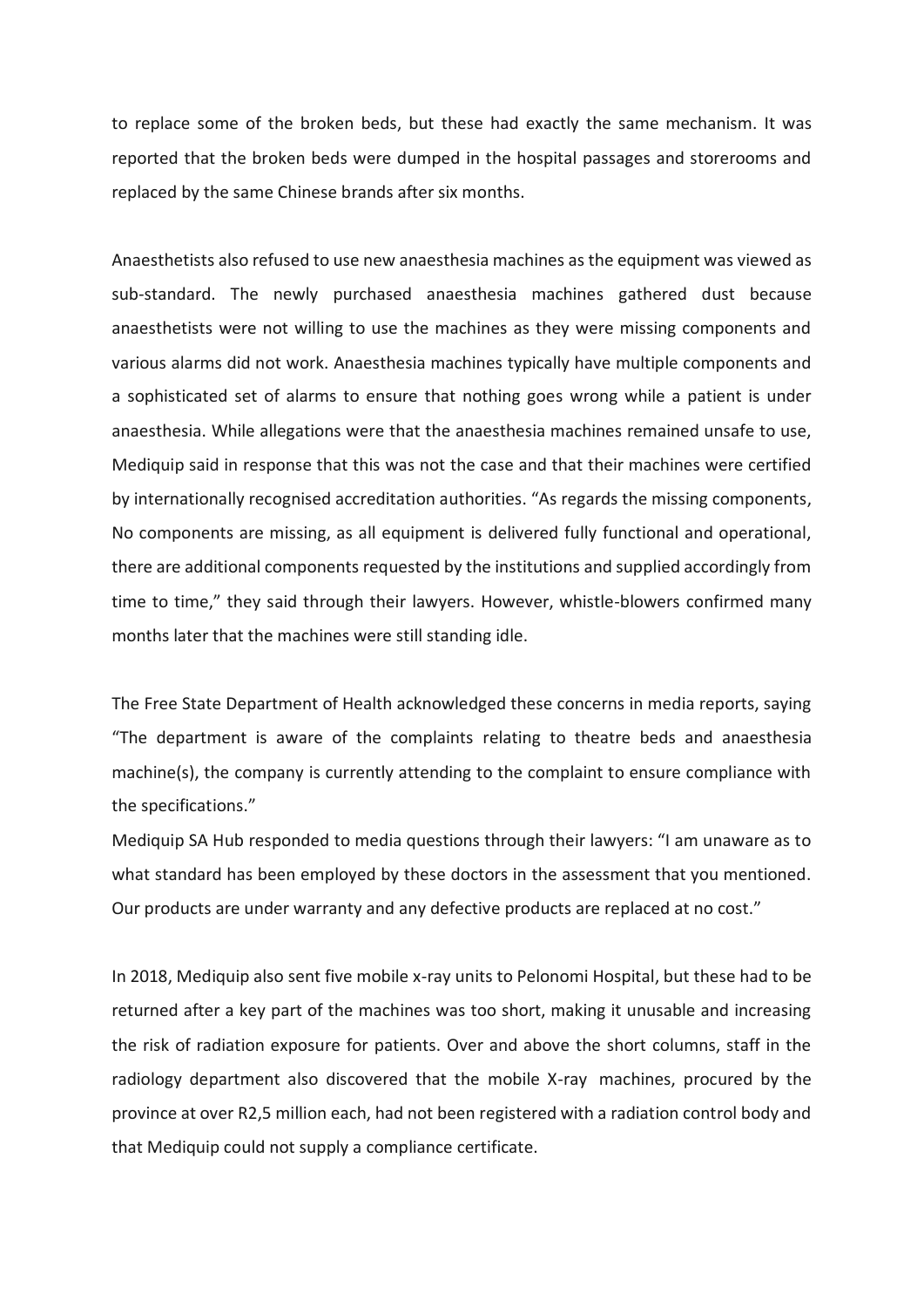to replace some of the broken beds, but these had exactly the same mechanism. It was reported that the broken beds were dumped in the hospital passages and storerooms and replaced by the same Chinese brands after six months.

Anaesthetists also refused to use new anaesthesia machines as the equipment was viewed as sub-standard. The newly purchased anaesthesia machines gathered dust because anaesthetists were not willing to use the machines as they were missing components and various alarms did not work. Anaesthesia machines typically have multiple components and a sophisticated set of alarms to ensure that nothing goes wrong while a patient is under anaesthesia. While allegations were that the anaesthesia machines remained unsafe to use, Mediquip said in response that this was not the case and that their machines were certified by internationally recognised accreditation authorities. "As regards the missing components, No components are missing, as all equipment is delivered fully functional and operational, there are additional components requested by the institutions and supplied accordingly from time to time," they said through their lawyers. However, whistle-blowers confirmed many months later that the machines were still standing idle.

The Free State Department of Health acknowledged these concerns in media reports, saying "The department is aware of the complaints relating to theatre beds and anaesthesia machine(s), the company is currently attending to the complaint to ensure compliance with the specifications."

Mediquip SA Hub responded to media questions through their lawyers: "I am unaware as to what standard has been employed by these doctors in the assessment that you mentioned. Our products are under warranty and any defective products are replaced at no cost."

In 2018, Mediquip also sent five mobile x-ray units to Pelonomi Hospital, but these had to be returned after a key part of the machines was too short, making it unusable and increasing the risk of radiation exposure for patients. Over and above the short columns, staff in the radiology department also discovered that the mobile X-ray machines, procured by the province at over R2,5 million each, had not been registered with a radiation control body and that Mediquip could not supply a compliance certificate.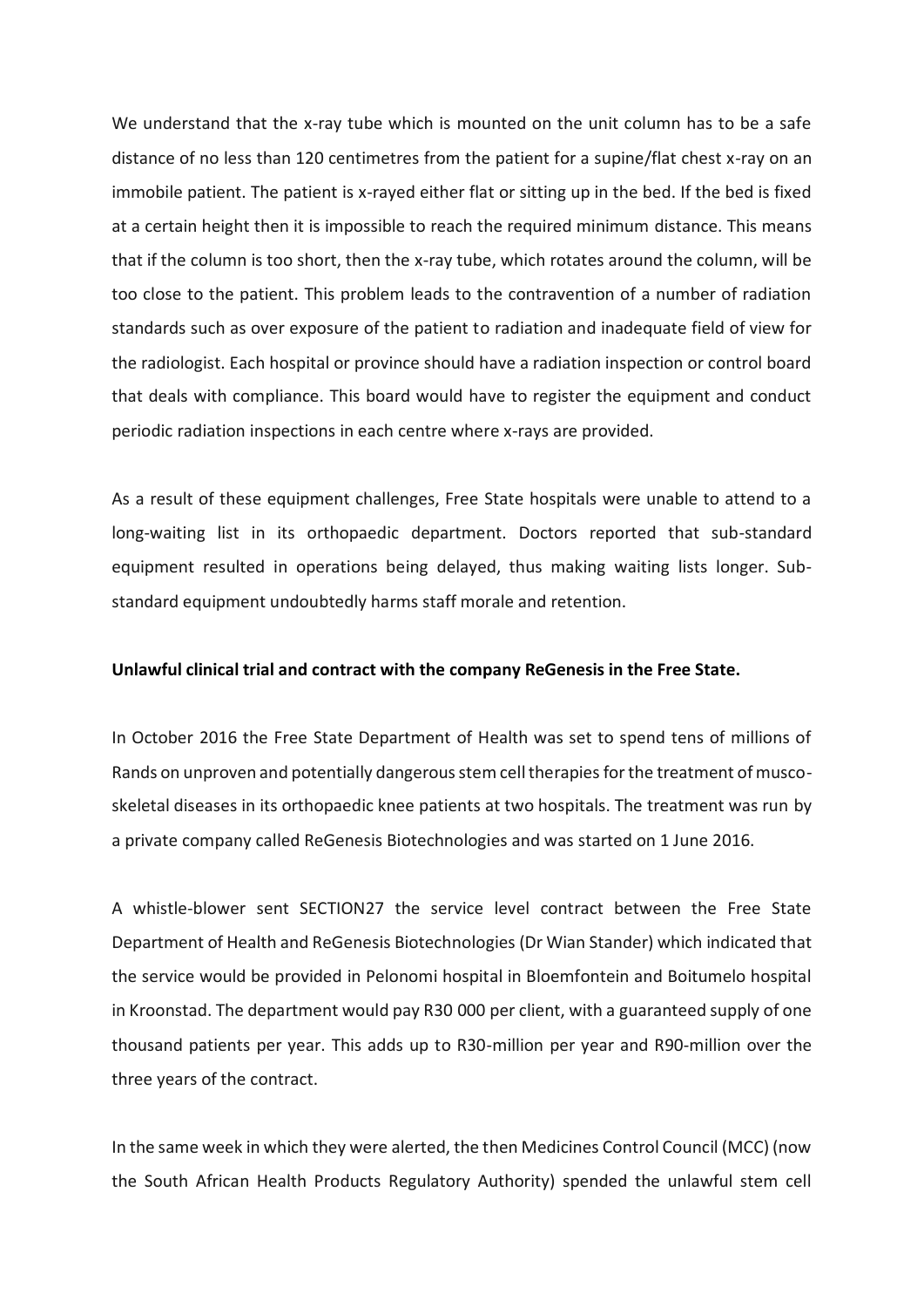We understand that the x-ray tube which is mounted on the unit column has to be a safe distance of no less than 120 centimetres from the patient for a supine/flat chest x-ray on an immobile patient. The patient is x-rayed either flat or sitting up in the bed. If the bed is fixed at a certain height then it is impossible to reach the required minimum distance. This means that if the column is too short, then the x-ray tube, which rotates around the column, will be too close to the patient. This problem leads to the contravention of a number of radiation standards such as over exposure of the patient to radiation and inadequate field of view for the radiologist. Each hospital or province should have a radiation inspection or control board that deals with compliance. This board would have to register the equipment and conduct periodic radiation inspections in each centre where x-rays are provided.

As a result of these equipment challenges, Free State hospitals were unable to attend to a long-waiting list in its orthopaedic department. Doctors reported that sub-standard equipment resulted in operations being delayed, thus making waiting lists longer. Sub-standard equipment undoubtedly harms staff morale and retention.

**Unlawful clinical trial and contract with the company ReGenesis in the Free State.**

In October 2016 the Free State Department of Health was set to spend tens of millions of Rands on unproven and potentially dangerous stem cell therapies for the treatment of musco-skeletal diseases in its orthopaedic knee patients at two hospitals. The treatment was run by a private company called ReGenesis Biotechnologies and was started on 1 June 2016.

A whistle-blower sent SECTION27 the service level contract between the Free State Department of Health and ReGenesis Biotechnologies (Dr Wian Stander) which indicated that the service would be provided in Pelonomi hospital in Bloemfontein and Boitumelo hospital in Kroonstad. The department would pay R30 000 per client, with a guaranteed supply of one thousand patients per year. This adds up to R30-million per year and R90-million over the three years of the contract.

In the same week in which they were alerted, the then Medicines Control Council (MCC) (now the South African Health Products Regulatory Authority) spended the unlawful stem cell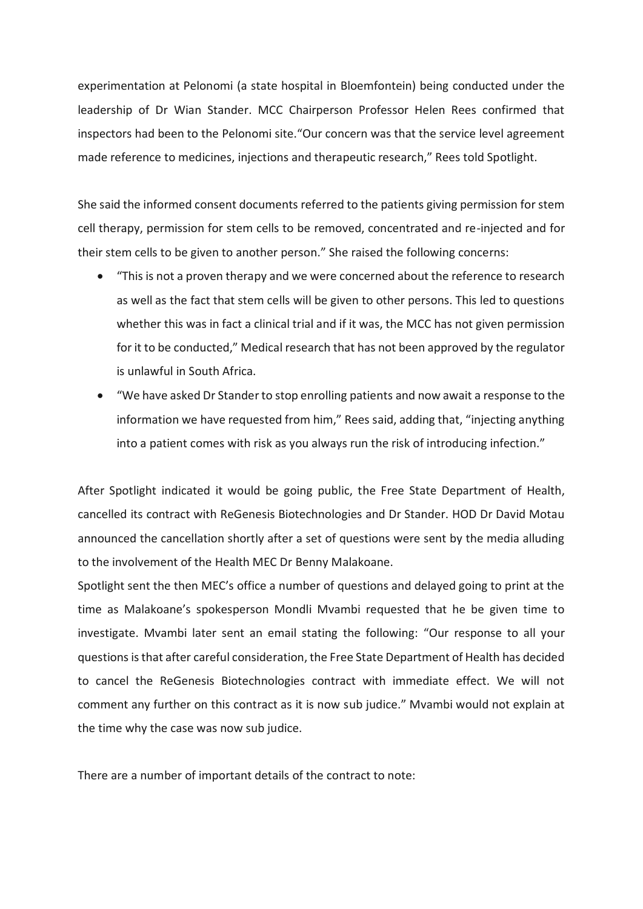experimentation at Pelonomi (a state hospital in Bloemfontein) being conducted under the leadership of Dr Wian Stander. MCC Chairperson Professor Helen Rees confirmed that inspectors had been to the Pelonomi site."Our concern was that the service level agreement made reference to medicines, injections and therapeutic research," Rees told Spotlight.

She said the informed consent documents referred to the patients giving permission for stem cell therapy, permission for stem cells to be removed, concentrated and re-injected and for their stem cells to be given to another person." She raised the following concerns:

- "This is not a proven therapy and we were concerned about the reference to research as well as the fact that stem cells will be given to other persons. This led to questions whether this was in fact a clinical trial and if it was, the MCC has not given permission for it to be conducted," Medical research that has not been approved by the regulator is unlawful in South Africa.
- "We have asked Dr Stander to stop enrolling patients and now await a response to the information we have requested from him," Rees said, adding that, "injecting anything into a patient comes with risk as you always run the risk of introducing infection."

After Spotlight indicated it would be going public, the Free State Department of Health, cancelled its contract with ReGenesis Biotechnologies and Dr Stander. HOD Dr David Motau announced the cancellation shortly after a set of questions were sent by the media alluding to the involvement of the Health MEC Dr Benny Malakoane.

Spotlight sent the then MEC's office a number of questions and delayed going to print at the time as Malakoane's spokesperson Mondli Mvambi requested that he be given time to investigate. Mvambi later sent an email stating the following: "Our response to all your questions is that after careful consideration, the Free State Department of Health has decided to cancel the ReGenesis Biotechnologies contract with immediate effect. We will not comment any further on this contract as it is now sub judice." Mvambi would not explain at the time why the case was now sub judice.

There are a number of important details of the contract to note: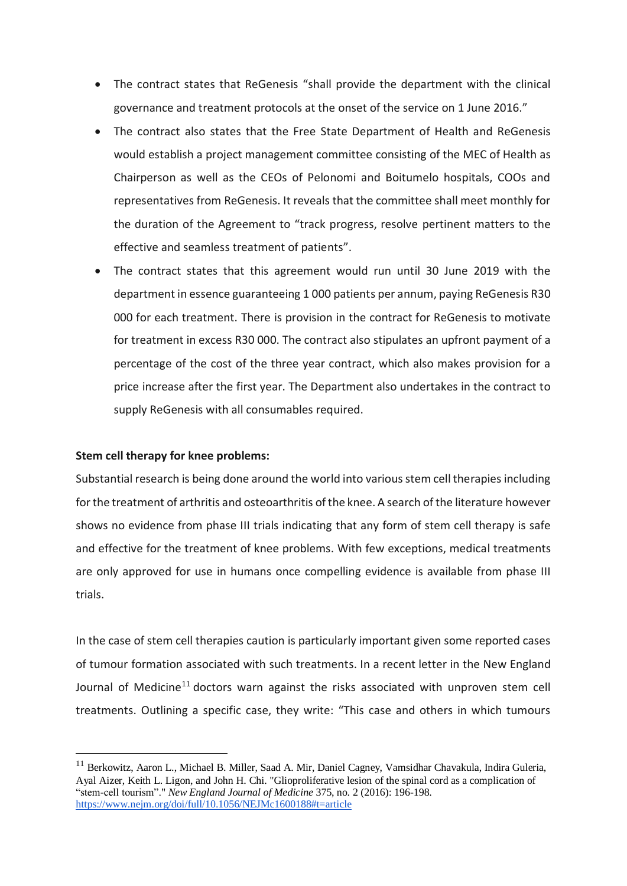- The contract states that ReGenesis "shall provide the department with the clinical governance and treatment protocols at the onset of the service on 1 June 2016."
- The contract also states that the Free State Department of Health and ReGenesis would establish a project management committee consisting of the MEC of Health as Chairperson as well as the CEOs of Pelonomi and Boitumelo hospitals, COOs and representatives from ReGenesis. It reveals that the committee shall meet monthly for the duration of the Agreement to "track progress, resolve pertinent matters to the effective and seamless treatment of patients".
- The contract states that this agreement would run until 30 June 2019 with the department in essence guaranteeing 1 000 patients per annum, paying ReGenesis R30 000 for each treatment. There is provision in the contract for ReGenesis to motivate for treatment in excess R30 000. The contract also stipulates an upfront payment of a percentage of the cost of the three year contract, which also makes provision for a price increase after the first year. The Department also undertakes in the contract to supply ReGenesis with all consumables required.

**Stem cell therapy for knee problems:**

Substantial research is being done around the world into various stem cell therapies including for the treatment of arthritis and osteoarthritis of the knee. A search of the literature however shows no evidence from phase III trials indicating that any form of stem cell therapy is safe and effective for the treatment of knee problems. With few exceptions, medical treatments are only approved for use in humans once compelling evidence is available from phase III trials.

In the case of stem cell therapies caution is particularly important given some reported cases of tumour formation associated with such treatments. In a recent letter in the New England Journal of Medicine[11] doctors warn against the risks associated with unproven stem cell treatments. Outlining a specific case, they write: "This case and others in which tumours

---

[11] Berkowitz, Aaron L., Michael B. Miller, Saad A. Mir, Daniel Cagney, Vamsidhar Chavakula, Indira Guleria, Ayal Aizer, Keith L. Ligon, and John H. Chi. "Glioproliferative lesion of the spinal cord as a complication of "stem-cell tourism"." *New England Journal of Medicine* 375, no. 2 (2016): 196-198. https://www.nejm.org/doi/full/10.1056/NEJMc1600188#t=article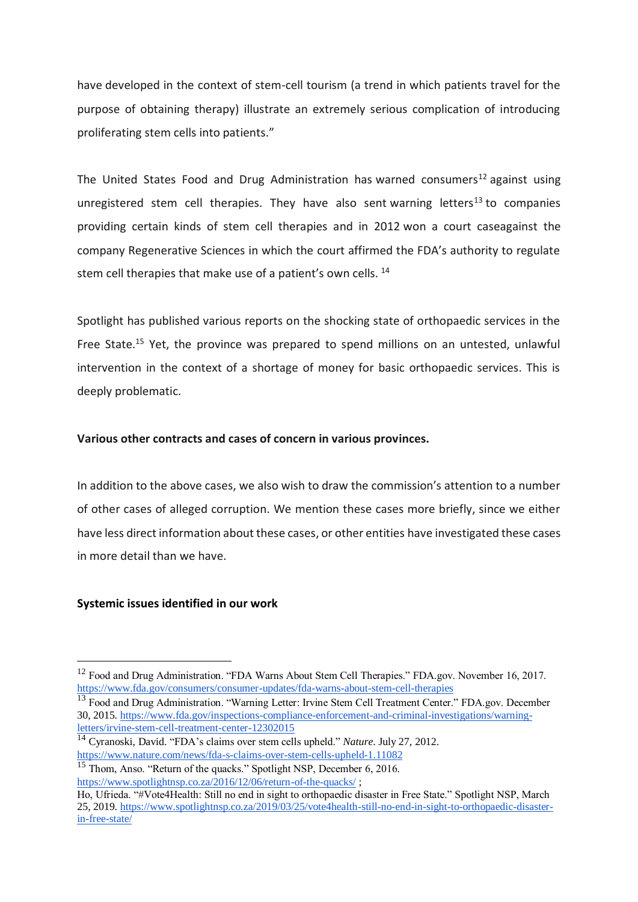have developed in the context of stem-cell tourism (a trend in which patients travel for the purpose of obtaining therapy) illustrate an extremely serious complication of introducing proliferating stem cells into patients."

The United States Food and Drug Administration has warned consumers[12] against using unregistered stem cell therapies. They have also sent warning letters[13] to companies providing certain kinds of stem cell therapies and in 2012 won a court caseagainst the company Regenerative Sciences in which the court affirmed the FDA's authority to regulate stem cell therapies that make use of a patient's own cells. [14]

Spotlight has published various reports on the shocking state of orthopaedic services in the Free State.[15] Yet, the province was prepared to spend millions on an untested, unlawful intervention in the context of a shortage of money for basic orthopaedic services. This is deeply problematic.

**Various other contracts and cases of concern in various provinces.**

In addition to the above cases, we also wish to draw the commission's attention to a number of other cases of alleged corruption. We mention these cases more briefly, since we either have less direct information about these cases, or other entities have investigated these cases in more detail than we have.

**Systemic issues identified in our work**

---

[12] Food and Drug Administration. "FDA Warns About Stem Cell Therapies." FDA.gov. November 16, 2017. https://www.fda.gov/consumers/consumer-updates/fda-warns-about-stem-cell-therapies

[13] Food and Drug Administration. "Warning Letter: Irvine Stem Cell Treatment Center." FDA.gov. December 30, 2015. https://www.fda.gov/inspections-compliance-enforcement-and-criminal-investigations/warning-letters/irvine-stem-cell-treatment-center-12302015

[14] Cyranoski, David. "FDA's claims over stem cells upheld." *Nature*. July 27, 2012. https://www.nature.com/news/fda-s-claims-over-stem-cells-upheld-1.11082

[15] Thom, Anso. "Return of the quacks." Spotlight NSP, December 6, 2016. https://www.spotlightnsp.co.za/2016/12/06/return-of-the-quacks/ ;
Ho, Ufrieda. "#Vote4Health: Still no end in sight to orthopaedic disaster in Free State." Spotlight NSP, March 25, 2019. https://www.spotlightnsp.co.za/2019/03/25/vote4health-still-no-end-in-sight-to-orthopaedic-disaster-in-free-state/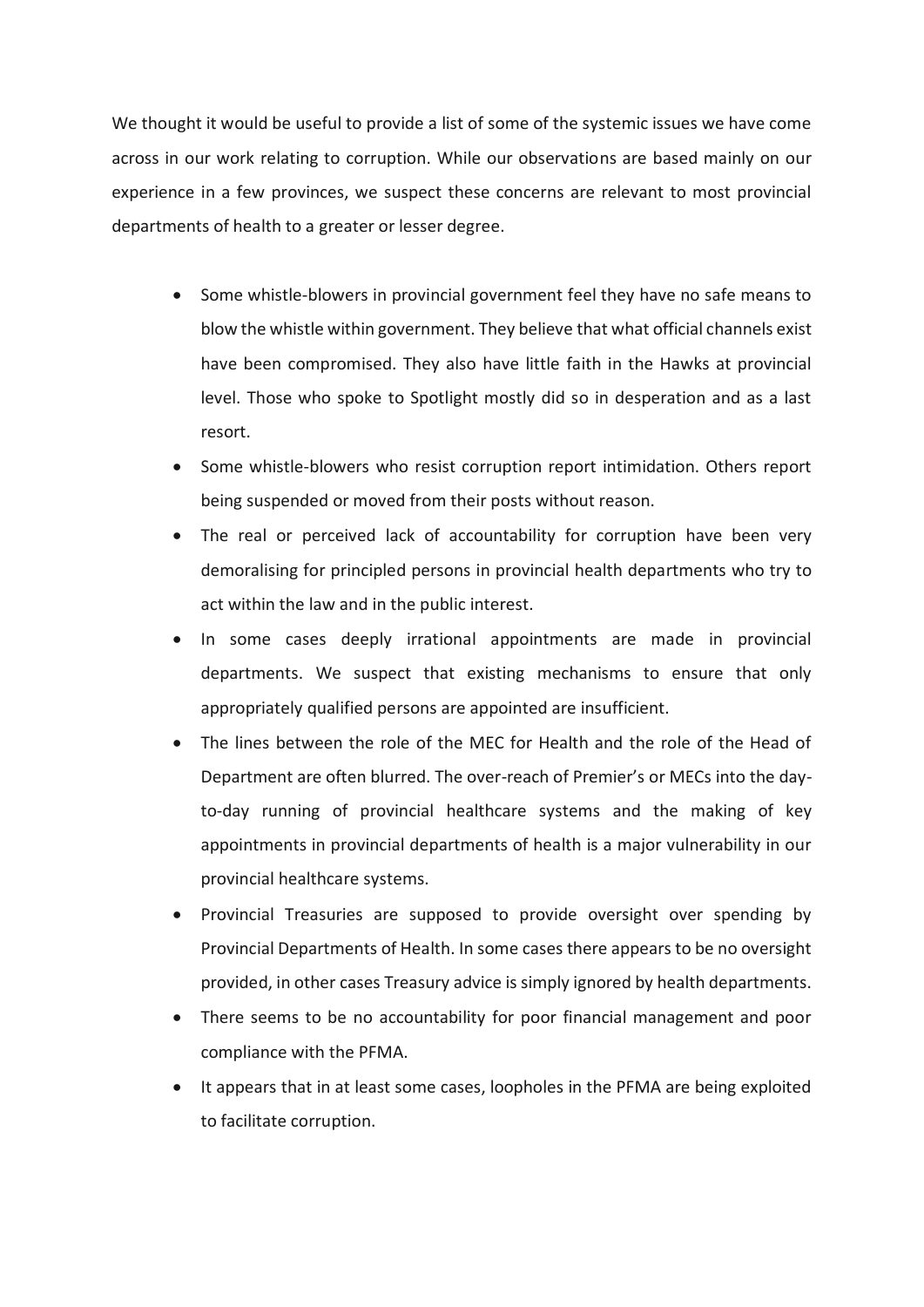We thought it would be useful to provide a list of some of the systemic issues we have come across in our work relating to corruption. While our observations are based mainly on our experience in a few provinces, we suspect these concerns are relevant to most provincial departments of health to a greater or lesser degree.

- Some whistle-blowers in provincial government feel they have no safe means to blow the whistle within government. They believe that what official channels exist have been compromised. They also have little faith in the Hawks at provincial level. Those who spoke to Spotlight mostly did so in desperation and as a last resort.
- Some whistle-blowers who resist corruption report intimidation. Others report being suspended or moved from their posts without reason.
- The real or perceived lack of accountability for corruption have been very demoralising for principled persons in provincial health departments who try to act within the law and in the public interest.
- In some cases deeply irrational appointments are made in provincial departments. We suspect that existing mechanisms to ensure that only appropriately qualified persons are appointed are insufficient.
- The lines between the role of the MEC for Health and the role of the Head of Department are often blurred. The over-reach of Premier's or MECs into the day-to-day running of provincial healthcare systems and the making of key appointments in provincial departments of health is a major vulnerability in our provincial healthcare systems.
- Provincial Treasuries are supposed to provide oversight over spending by Provincial Departments of Health. In some cases there appears to be no oversight provided, in other cases Treasury advice is simply ignored by health departments.
- There seems to be no accountability for poor financial management and poor compliance with the PFMA.
- It appears that in at least some cases, loopholes in the PFMA are being exploited to facilitate corruption.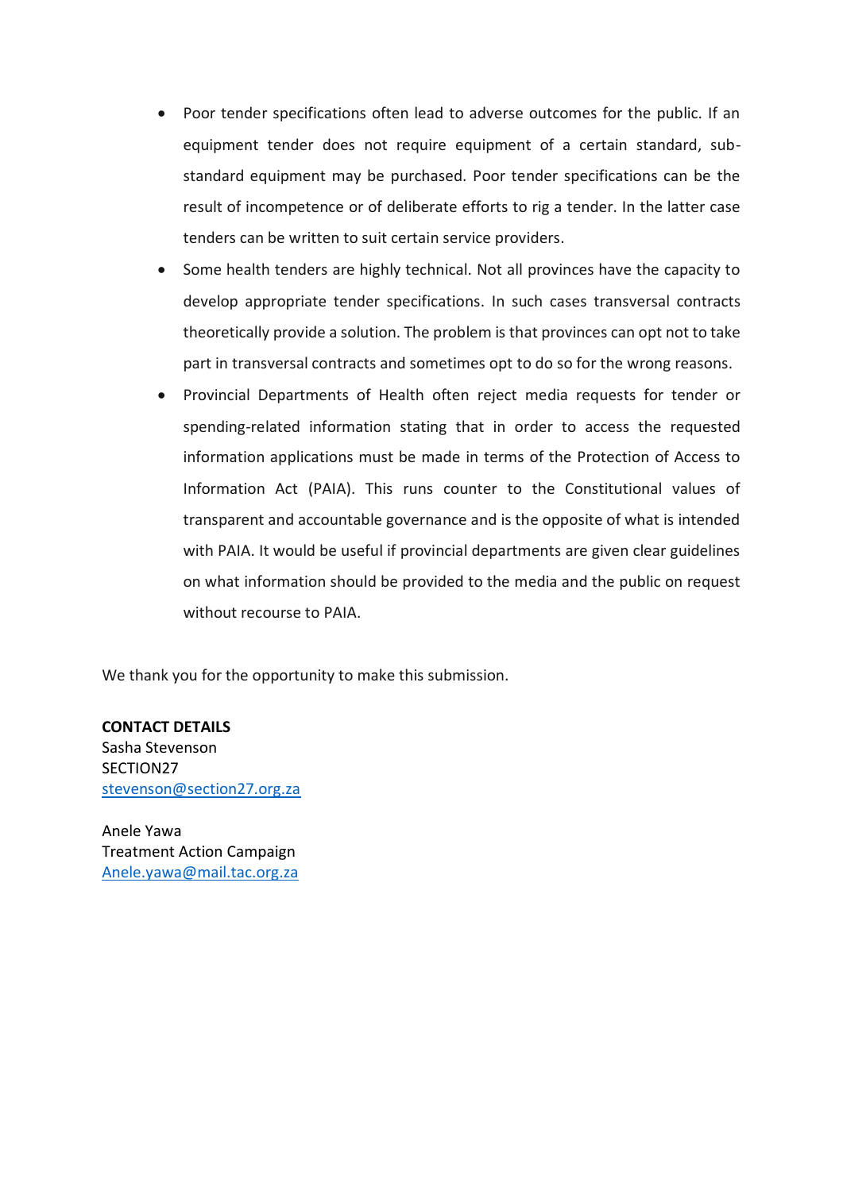- Poor tender specifications often lead to adverse outcomes for the public. If an equipment tender does not require equipment of a certain standard, sub-standard equipment may be purchased. Poor tender specifications can be the result of incompetence or of deliberate efforts to rig a tender. In the latter case tenders can be written to suit certain service providers.
- Some health tenders are highly technical. Not all provinces have the capacity to develop appropriate tender specifications. In such cases transversal contracts theoretically provide a solution. The problem is that provinces can opt not to take part in transversal contracts and sometimes opt to do so for the wrong reasons.
- Provincial Departments of Health often reject media requests for tender or spending-related information stating that in order to access the requested information applications must be made in terms of the Protection of Access to Information Act (PAIA). This runs counter to the Constitutional values of transparent and accountable governance and is the opposite of what is intended with PAIA. It would be useful if provincial departments are given clear guidelines on what information should be provided to the media and the public on request without recourse to PAIA.

We thank you for the opportunity to make this submission.

**CONTACT DETAILS**
Sasha Stevenson
SECTION27
stevenson@section27.org.za

Anele Yawa
Treatment Action Campaign
Anele.yawa@mail.tac.org.za